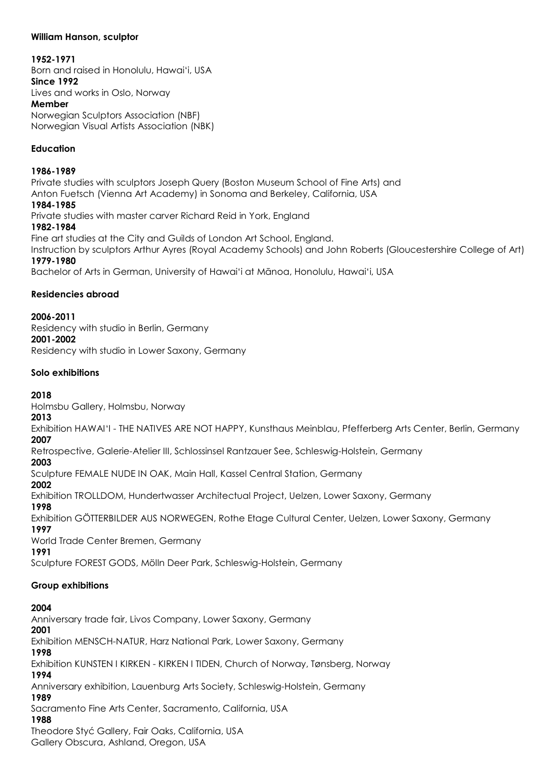**William Hanson, sculptor**

**1952-1971**
Born and raised in Honolulu, Hawai'i, USA
**Since 1992**
Lives and works in Oslo, Norway
**Member**
Norwegian Sculptors Association (NBF)
Norwegian Visual Artists Association (NBK)

## Education

**1986-1989**
Private studies with sculptors Joseph Query (Boston Museum School of Fine Arts) and Anton Fuetsch (Vienna Art Academy) in Sonoma and Berkeley, California, USA
**1984-1985**
Private studies with master carver Richard Reid in York, England
**1982-1984**
Fine art studies at the City and Guilds of London Art School, England.
Instruction by sculptors Arthur Ayres (Royal Academy Schools) and John Roberts (Gloucestershire College of Art)
**1979-1980**
Bachelor of Arts in German, University of Hawai'i at Mānoa, Honolulu, Hawai'i, USA

## Residencies abroad

**2006-2011**
Residency with studio in Berlin, Germany
**2001-2002**
Residency with studio in Lower Saxony, Germany

## Solo exhibitions

**2018**
Holmsbu Gallery, Holmsbu, Norway
**2013**
Exhibition HAWAI'I - THE NATIVES ARE NOT HAPPY, Kunsthaus Meinblau, Pfefferberg Arts Center, Berlin, Germany
**2007**
Retrospective, Galerie-Atelier III, Schlossinsel Rantzauer See, Schleswig-Holstein, Germany
**2003**
Sculpture FEMALE NUDE IN OAK, Main Hall, Kassel Central Station, Germany
**2002**
Exhibition TROLLDOM, Hundertwasser Architectual Project, Uelzen, Lower Saxony, Germany
**1998**
Exhibition GÖTTERBILDER AUS NORWEGEN, Rothe Etage Cultural Center, Uelzen, Lower Saxony, Germany
**1997**
World Trade Center Bremen, Germany
**1991**
Sculpture FOREST GODS, Mölln Deer Park, Schleswig-Holstein, Germany

## Group exhibitions

**2004**
Anniversary trade fair, Livos Company, Lower Saxony, Germany
**2001**
Exhibition MENSCH-NATUR, Harz National Park, Lower Saxony, Germany
**1998**
Exhibition KUNSTEN I KIRKEN - KIRKEN I TIDEN, Church of Norway, Tønsberg, Norway
**1994**
Anniversary exhibition, Lauenburg Arts Society, Schleswig-Holstein, Germany
**1989**
Sacramento Fine Arts Center, Sacramento, California, USA
**1988**
Theodore Styć Gallery, Fair Oaks, California, USA
Gallery Obscura, Ashland, Oregon, USA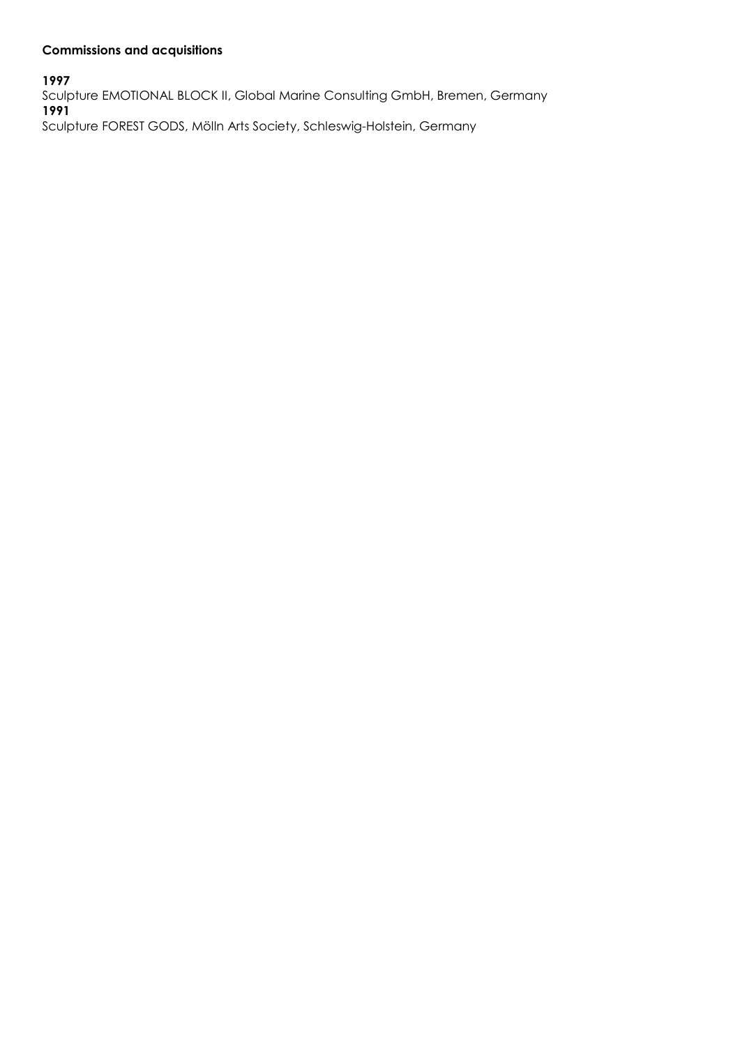**Commissions and acquisitions**

**1997**
Sculpture EMOTIONAL BLOCK II, Global Marine Consulting GmbH, Bremen, Germany
**1991**
Sculpture FOREST GODS, Mölln Arts Society, Schleswig-Holstein, Germany